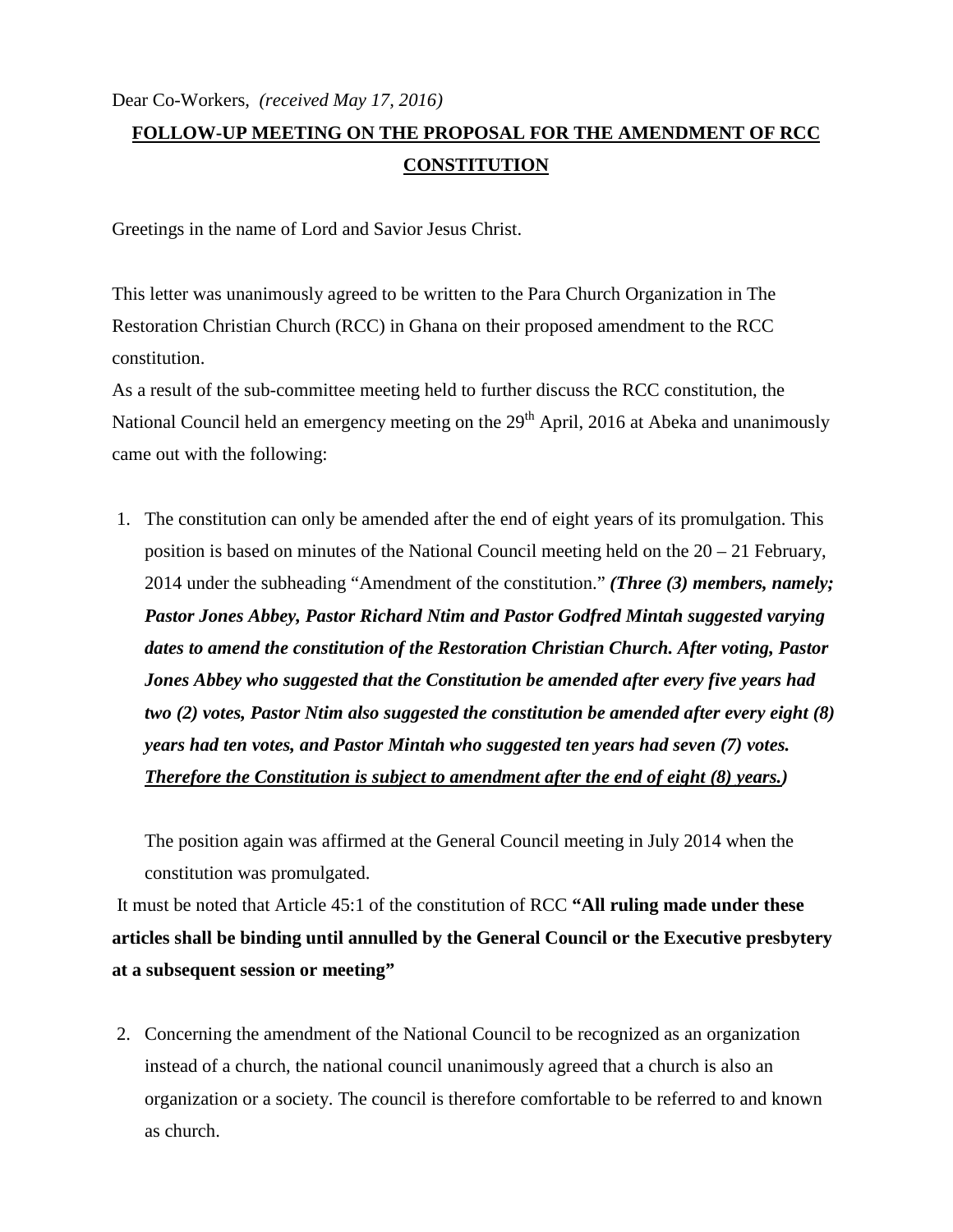Dear Co-Workers, *(received May 17, 2016)*

**FOLLOW-UP MEETING ON THE PROPOSAL FOR THE AMENDMENT OF RCC CONSTITUTION**

Greetings in the name of Lord and Savior Jesus Christ.

This letter was unanimously agreed to be written to the Para Church Organization in The Restoration Christian Church (RCC) in Ghana on their proposed amendment to the RCC constitution.

As a result of the sub-committee meeting held to further discuss the RCC constitution, the National Council held an emergency meeting on the 29th April, 2016 at Abeka and unanimously came out with the following:

1. The constitution can only be amended after the end of eight years of its promulgation. This position is based on minutes of the National Council meeting held on the 20 – 21 February, 2014 under the subheading "Amendment of the constitution." ***(Three (3) members, namely; Pastor Jones Abbey, Pastor Richard Ntim and Pastor Godfred Mintah suggested varying dates to amend the constitution of the Restoration Christian Church. After voting, Pastor Jones Abbey who suggested that the Constitution be amended after every five years had two (2) votes, Pastor Ntim also suggested the constitution be amended after every eight (8) years had ten votes, and Pastor Mintah who suggested ten years had seven (7) votes. Therefore the Constitution is subject to amendment after the end of eight (8) years.)***

   The position again was affirmed at the General Council meeting in July 2014 when the constitution was promulgated.

It must be noted that Article 45:1 of the constitution of RCC **"All ruling made under these articles shall be binding until annulled by the General Council or the Executive presbytery at a subsequent session or meeting"**

2. Concerning the amendment of the National Council to be recognized as an organization instead of a church, the national council unanimously agreed that a church is also an organization or a society. The council is therefore comfortable to be referred to and known as church.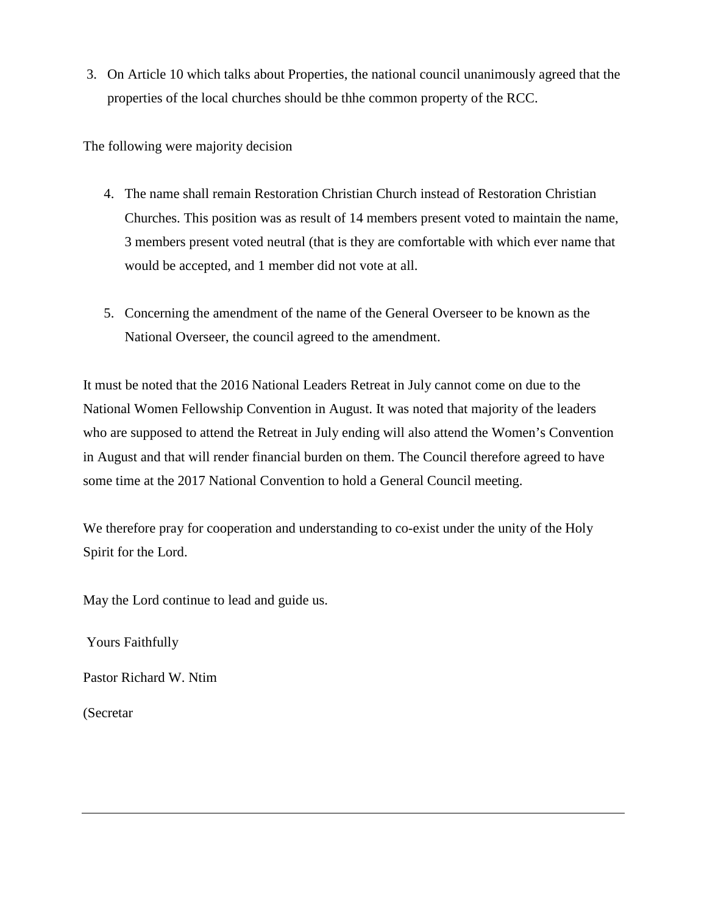3. On Article 10 which talks about Properties, the national council unanimously agreed that the properties of the local churches should be thhe common property of the RCC.

The following were majority decision

4. The name shall remain Restoration Christian Church instead of Restoration Christian Churches. This position was as result of 14 members present voted to maintain the name, 3 members present voted neutral (that is they are comfortable with which ever name that would be accepted, and 1 member did not vote at all.

5. Concerning the amendment of the name of the General Overseer to be known as the National Overseer, the council agreed to the amendment.

It must be noted that the 2016 National Leaders Retreat in July cannot come on due to the National Women Fellowship Convention in August. It was noted that majority of the leaders who are supposed to attend the Retreat in July ending will also attend the Women's Convention in August and that will render financial burden on them. The Council therefore agreed to have some time at the 2017 National Convention to hold a General Council meeting.

We therefore pray for cooperation and understanding to co-exist under the unity of the Holy Spirit for the Lord.

May the Lord continue to lead and guide us.

Yours Faithfully

Pastor Richard W. Ntim

(Secretar